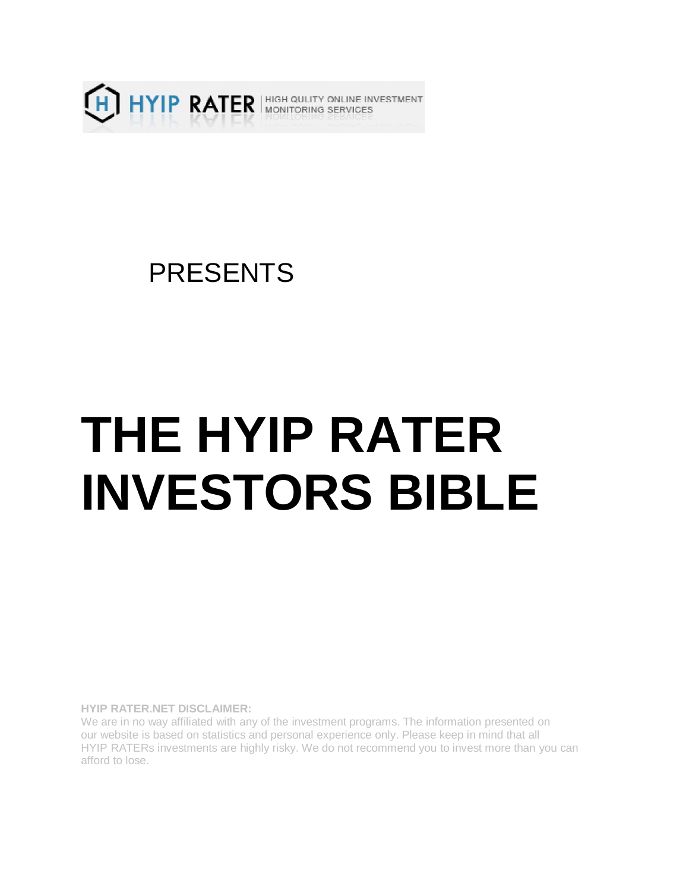HYIP RATER | HIGH QULITY ONLINE INVESTMENT MONITORING SERVICES

PRESENTS

# THE HYIP RATER INVESTORS BIBLE

**HYIP RATER.NET DISCLAIMER:**
We are in no way affiliated with any of the investment programs. The information presented on our website is based on statistics and personal experience only. Please keep in mind that all HYIP RATERs investments are highly risky. We do not recommend you to invest more than you can afford to lose.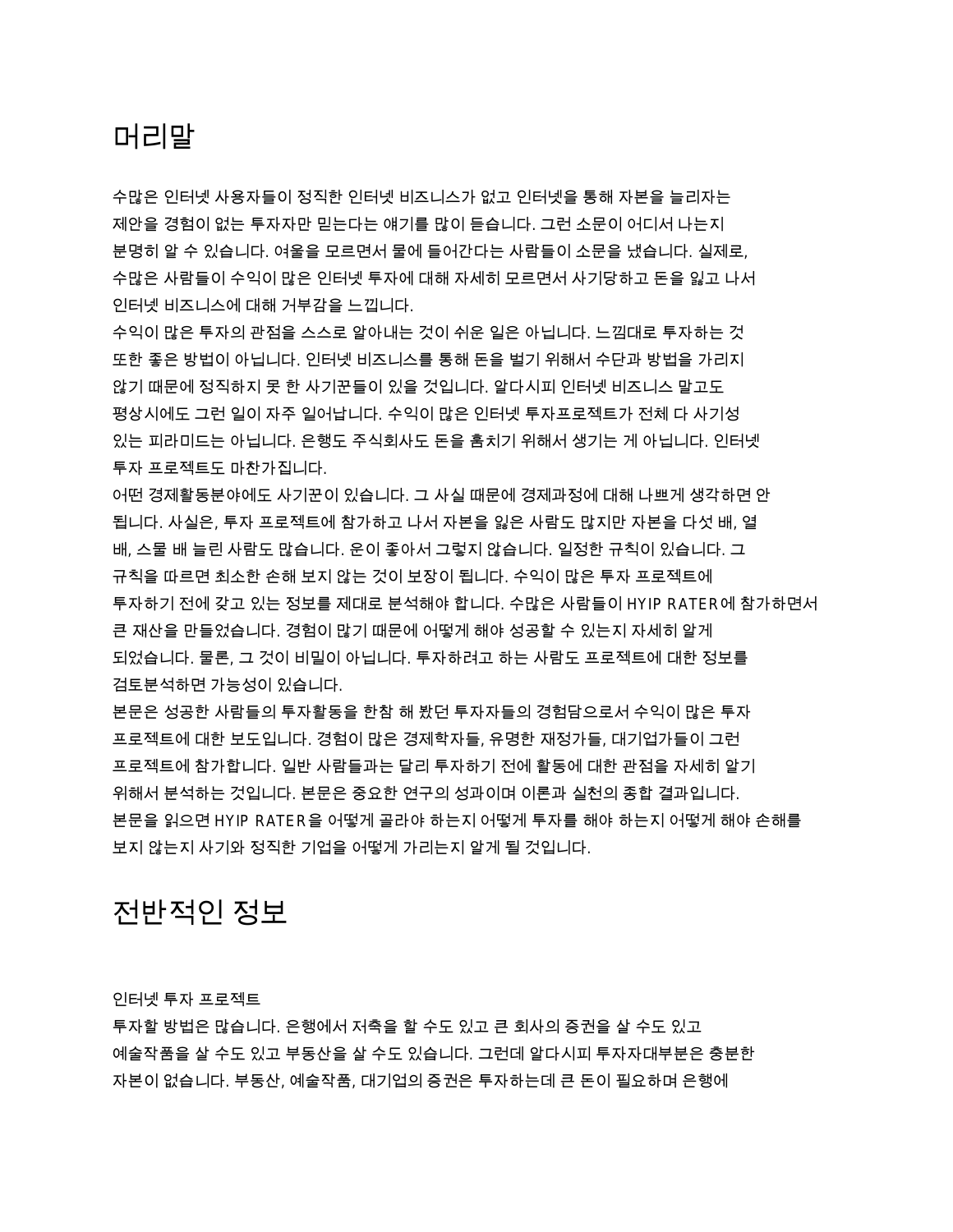# 머리말

수많은 인터넷 사용자들이 정직한 인터넷 비즈니스가 없고 인터넷을 통해 자본을 늘리자는 제안을 경험이 없는 투자자만 믿는다는 얘기를 많이 듣습니다. 그런 소문이 어디서 나는지 분명히 알 수 있습니다. 여울을 모르면서 물에 들어간다는 사람들이 소문을 냈습니다. 실제로, 수많은 사람들이 수익이 많은 인터넷 투자에 대해 자세히 모르면서 사기당하고 돈을 잃고 나서 인터넷 비즈니스에 대해 거부감을 느낍니다.

수익이 많은 투자의 관점을 스스로 알아내는 것이 쉬운 일은 아닙니다. 느낌대로 투자하는 것 또한 좋은 방법이 아닙니다. 인터넷 비즈니스를 통해 돈을 벌기 위해서 수단과 방법을 가리지 않기 때문에 정직하지 못 한 사기꾼들이 있을 것입니다. 알다시피 인터넷 비즈니스 말고도 평상시에도 그런 일이 자주 일어납니다. 수익이 많은 인터넷 투자프로젝트가 전체 다 사기성 있는 피라미드는 아닙니다. 은행도 주식회사도 돈을 훔치기 위해서 생기는 게 아닙니다. 인터넷 투자 프로젝트도 마찬가집니다.

어떤 경제활동분야에도 사기꾼이 있습니다. 그 사실 때문에 경제과정에 대해 나쁘게 생각하면 안 됩니다. 사실은, 투자 프로젝트에 참가하고 나서 자본을 잃은 사람도 많지만 자본을 다섯 배, 열 배, 스물 배 늘린 사람도 많습니다. 운이 좋아서 그렇지 않습니다. 일정한 규칙이 있습니다. 그 규칙을 따르면 최소한 손해 보지 않는 것이 보장이 됩니다. 수익이 많은 투자 프로젝트에 투자하기 전에 갖고 있는 정보를 제대로 분석해야 합니다. 수많은 사람들이 HYIP RATER에 참가하면서 큰 재산을 만들었습니다. 경험이 많기 때문에 어떻게 해야 성공할 수 있는지 자세히 알게 되었습니다. 물론, 그 것이 비밀이 아닙니다. 투자하려고 하는 사람도 프로젝트에 대한 정보를 검토분석하면 가능성이 있습니다.

본문은 성공한 사람들의 투자활동을 한참 해 봤던 투자자들의 경험담으로서 수익이 많은 투자 프로젝트에 대한 보도입니다. 경험이 많은 경제학자들, 유명한 재정가들, 대기업가들이 그런 프로젝트에 참가합니다. 일반 사람들과는 달리 투자하기 전에 활동에 대한 관점을 자세히 알기 위해서 분석하는 것입니다. 본문은 중요한 연구의 성과이며 이론과 실천의 종합 결과입니다. 본문을 읽으면 HYIP RATER을 어떻게 골라야 하는지 어떻게 투자를 해야 하는지 어떻게 해야 손해를 보지 않는지 사기와 정직한 기업을 어떻게 가리는지 알게 될 것입니다.

# 전반적인 정보

인터넷 투자 프로젝트

투자할 방법은 많습니다. 은행에서 저축을 할 수도 있고 큰 회사의 증권을 살 수도 있고 예술작품을 살 수도 있고 부동산을 살 수도 있습니다. 그런데 알다시피 투자자대부분은 충분한 자본이 없습니다. 부동산, 예술작품, 대기업의 증권은 투자하는데 큰 돈이 필요하며 은행에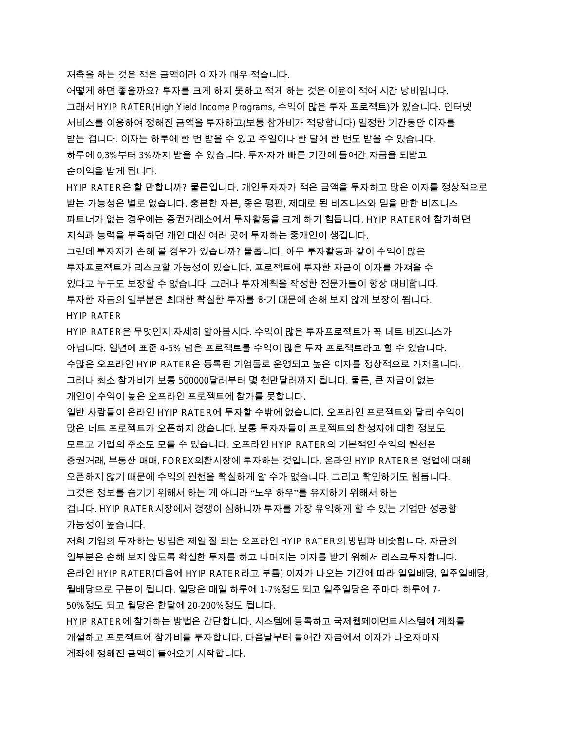저축을 하는 것은 적은 금액이라 이자가 매우 적습니다.

어떻게 하면 좋을까요? 투자를 크게 하지 못하고 적게 하는 것은 이윤이 적어 시간 낭비입니다.

그래서 HYIP RATER(High Yield Income Programs, 수익이 많은 투자 프로젝트)가 있습니다. 인터넷 서비스를 이용하여 정해진 금액을 투자하고(보통 참가비가 적당합니다) 일정한 기간동안 이자를 받는 겁니다. 이자는 하루에 한 번 받을 수 있고 주일이나 한 달에 한 번도 받을 수 있습니다.

하루에 0,3%부터 3%까지 받을 수 있습니다. 투자자가 빠른 기간에 들어간 자금을 되받고 순이익을 받게 됩니다.

HYIP RATER은 할 만합니까? 물론입니다. 개인투자자가 적은 금액을 투자하고 많은 이자를 정상적으로 받는 가능성은 별로 없습니다. 충분한 자본, 좋은 평판, 제대로 된 비즈니스와 믿을 만한 비즈니스 파트너가 없는 경우에는 증권거래소에서 투자활동을 크게 하기 힘듭니다. HYIP RATER에 참가하면 지식과 능력을 부족하던 개인 대신 여러 곳에 투자하는 중개인이 생깁니다.

그런데 투자자가 손해 볼 경우가 있습니까? 물룹니다. 아무 투자활동과 같이 수익이 많은 투자프로젝트가 리스크할 가능성이 있습니다. 프로젝트에 투자한 자금이 이자를 가져올 수 있다고 누구도 보장할 수 없습니다. 그러나 투자계획을 작성한 전문가들이 항상 대비합니다. 투자한 자금의 일부분은 최대한 확실한 투자를 하기 때문에 손해 보지 않게 보장이 됩니다.

## HYIP RATER

HYIP RATER은 무엇인지 자세히 알아봅시다. 수익이 많은 투자프로젝트가 꼭 네트 비즈니스가 아닙니다. 일년에 표준 4-5% 넘은 프로젝트를 수익이 많은 투자 프로젝트라고 할 수 있습니다. 수많은 오프라인 HYIP RATER은 등록된 기업들로 운영되고 높은 이자를 정상적으로 가져옵니다. 그러나 최소 참가비가 보통 500000달러부터 몇 천만달러까지 됩니다. 물론, 큰 자금이 없는 개인이 수익이 높은 오프라인 프로젝트에 참가를 못합니다.

일반 사람들이 온라인 HYIP RATER에 투자할 수밖에 없습니다. 오프라인 프로젝트와 달리 수익이 많은 네트 프로젝트가 오픈하지 않습니다. 보통 투자자들이 프로젝트의 찬성자에 대한 정보도 모르고 기업의 주소도 모를 수 있습니다. 오프라인 HYIP RATER의 기본적인 수익의 원천은 증권거래, 부동산 매매, FOREX외환시장에 투자하는 것입니다. 온라인 HYIP RATER은 영업에 대해 오픈하지 않기 때문에 수익의 원천을 확실하게 알 수가 없습니다. 그리고 확인하기도 힘듭니다. 그것은 정보를 숨기기 위해서 하는 게 아니라 "노우 하우"를 유지하기 위해서 하는 겁니다. HYIP RATER시장에서 경쟁이 심하니까 투자를 가장 유익하게 할 수 있는 기업만 성공할 가능성이 높습니다.

저희 기업의 투자하는 방법은 제일 잘 되는 오프라인 HYIP RATER의 방법과 비슷합니다. 자금의 일부분은 손해 보지 않도록 확실한 투자를 하고 나머지는 이자를 받기 위해서 리스크투자합니다.

온라인 HYIP RATER(다음에 HYIP RATER라고 부름) 이자가 나오는 기간에 따라 일일배당, 일주일배당, 월배당으로 구분이 됩니다. 일당은 매일 하루에 1-7%정도 되고 일주일당은 주마다 하루에 7-50%정도 되고 월당은 한달에 20-200%정도 됩니다.

HYIP RATER에 참가하는 방법은 간단합니다. 시스템에 등록하고 국제웹페이먼트시스템에 계좌를 개설하고 프로젝트에 참가비를 투자합니다. 다음날부터 들어간 자금에서 이자가 나오자마자 계좌에 정해진 금액이 들어오기 시작합니다.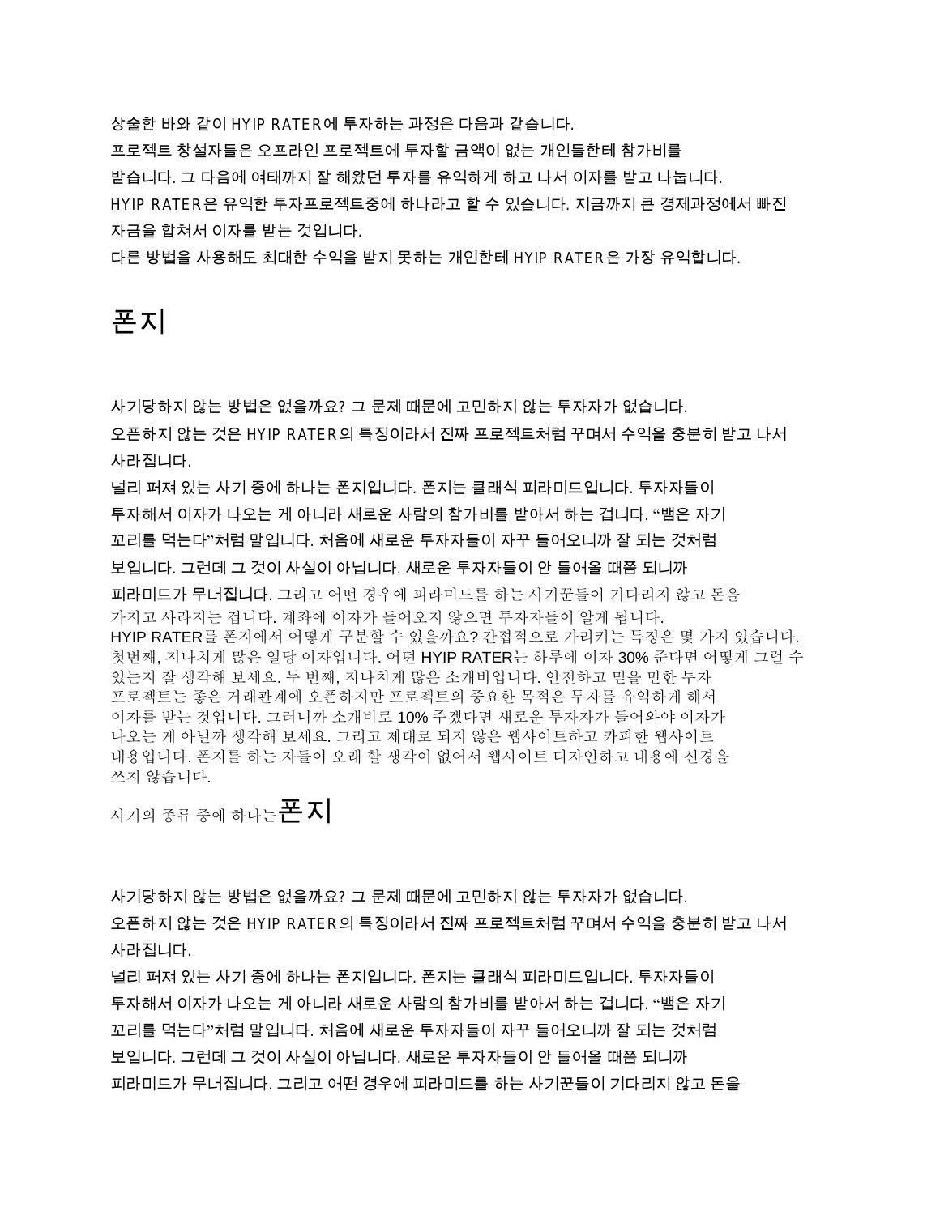상술한 바와 같이 HYIP RATER에 투자하는 과정은 다음과 같습니다.

프로젝트 창설자들은 오프라인 프로젝트에 투자할 금액이 없는 개인들한테 참가비를 받습니다. 그 다음에 여태까지 잘 해왔던 투자를 유익하게 하고 나서 이자를 받고 나눕니다.

HYIP RATER은 유익한 투자프로젝트중에 하나라고 할 수 있습니다. 지금까지 큰 경제과정에서 빠진 자금을 합쳐서 이자를 받는 것입니다.

다른 방법을 사용해도 최대한 수익을 받지 못하는 개인한테 HYIP RATER은 가장 유익합니다.

# 폰지

사기당하지 않는 방법은 없을까요? 그 문제 때문에 고민하지 않는 투자자가 없습니다.

오픈하지 않는 것은 HYIP RATER의 특징이라서 진짜 프로젝트처럼 꾸며서 수익을 충분히 받고 나서 사라집니다.

널리 퍼져 있는 사기 중에 하나는 폰지입니다. 폰지는 클래식 피라미드입니다. 투자자들이 투자해서 이자가 나오는 게 아니라 새로운 사람의 참가비를 받아서 하는 겁니다. "뱀은 자기 꼬리를 먹는다"처럼 말입니다. 처음에 새로운 투자자들이 자꾸 들어오니까 잘 되는 것처럼 보입니다. 그런데 그 것이 사실이 아닙니다. 새로운 투자자들이 안 들어올 때쯤 되니까 피라미드가 무너집니다. 그리고 어떤 경우에 피라미드를 하는 사기꾼들이 기다리지 않고 돈을 가지고 사라지는 겁니다. 계좌에 이자가 들어오지 않으면 투자자들이 알게 됩니다.

HYIP RATER를 폰지에서 어떻게 구분할 수 있을까요? 간접적으로 가리키는 특징은 몇 가지 있습니다. 첫번째, 지나치게 많은 일당 이자입니다. 어떤 HYIP RATER는 하루에 이자 30% 준다면 어떻게 그럴 수 있는지 잘 생각해 보세요. 두 번째, 지나치게 많은 소개비입니다. 안전하고 믿을 만한 투자 프로젝트는 좋은 거래관계에 오픈하지만 프로젝트의 중요한 목적은 투자를 유익하게 해서 이자를 받는 것입니다. 그러니까 소개비로 10% 주겠다면 새로운 투자자가 들어와야 이자가 나오는 게 아닐까 생각해 보세요. 그리고 제대로 되지 않은 웹사이트하고 카피한 웹사이트 내용입니다. 폰지를 하는 자들이 오래 할 생각이 없어서 웹사이트 디자인하고 내용에 신경을 쓰지 않습니다.

# 사기의 종류 중에 하나는 폰지

사기당하지 않는 방법은 없을까요? 그 문제 때문에 고민하지 않는 투자자가 없습니다.

오픈하지 않는 것은 HYIP RATER의 특징이라서 진짜 프로젝트처럼 꾸며서 수익을 충분히 받고 나서 사라집니다.

널리 퍼져 있는 사기 중에 하나는 폰지입니다. 폰지는 클래식 피라미드입니다. 투자자들이 투자해서 이자가 나오는 게 아니라 새로운 사람의 참가비를 받아서 하는 겁니다. "뱀은 자기 꼬리를 먹는다"처럼 말입니다. 처음에 새로운 투자자들이 자꾸 들어오니까 잘 되는 것처럼 보입니다. 그런데 그 것이 사실이 아닙니다. 새로운 투자자들이 안 들어올 때쯤 되니까 피라미드가 무너집니다. 그리고 어떤 경우에 피라미드를 하는 사기꾼들이 기다리지 않고 돈을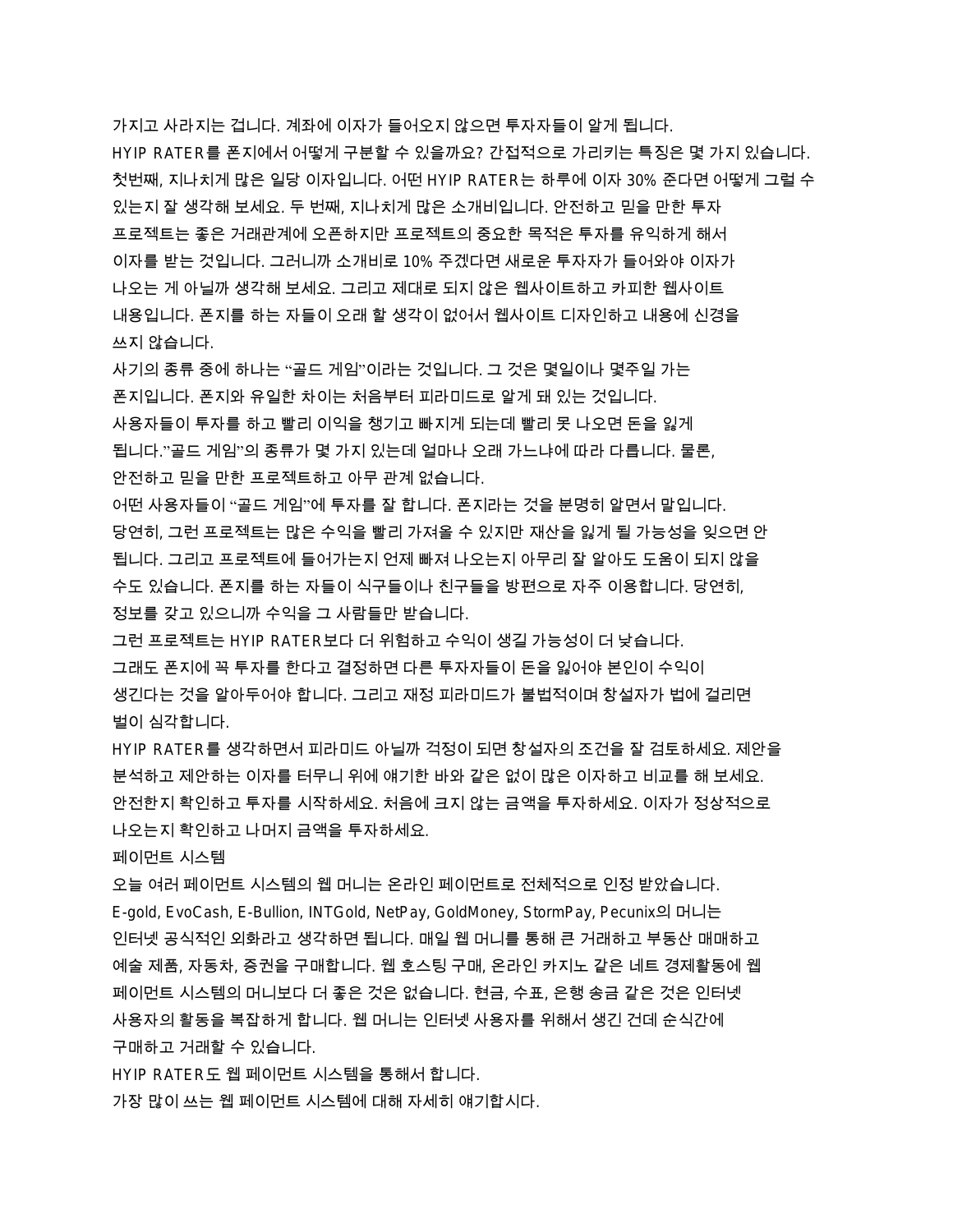가지고 사라지는 겁니다. 계좌에 이자가 들어오지 않으면 투자자들이 알게 됩니다.

HYIP RATER를 폰지에서 어떻게 구분할 수 있을까요? 간접적으로 가리키는 특징은 몇 가지 있습니다. 첫번째, 지나치게 많은 일당 이자입니다. 어떤 HYIP RATER는 하루에 이자 30% 준다면 어떻게 그럴 수 있는지 잘 생각해 보세요. 두 번째, 지나치게 많은 소개비입니다. 안전하고 믿을 만한 투자 프로젝트는 좋은 거래관계에 오픈하지만 프로젝트의 중요한 목적은 투자를 유익하게 해서 이자를 받는 것입니다. 그러니까 소개비로 10% 주겠다면 새로운 투자자가 들어와야 이자가 나오는 게 아닐까 생각해 보세요. 그리고 제대로 되지 않은 웹사이트하고 카피한 웹사이트 내용입니다. 폰지를 하는 자들이 오래 할 생각이 없어서 웹사이트 디자인하고 내용에 신경을 쓰지 않습니다.

사기의 종류 중에 하나는 "골드 게임"이라는 것입니다. 그 것은 몇일이나 몇주일 가는 폰지입니다. 폰지와 유일한 차이는 처음부터 피라미드로 알게 돼 있는 것입니다. 사용자들이 투자를 하고 빨리 이익을 챙기고 빠지게 되는데 빨리 못 나오면 돈을 잃게 됩니다."골드 게임"의 종류가 몇 가지 있는데 얼마나 오래 가느냐에 따라 다릅니다. 물론, 안전하고 믿을 만한 프로젝트하고 아무 관계 없습니다.

어떤 사용자들이 "골드 게임"에 투자를 잘 합니다. 폰지라는 것을 분명히 알면서 말입니다. 당연히, 그런 프로젝트는 많은 수익을 빨리 가져올 수 있지만 재산을 잃게 될 가능성을 잊으면 안 됩니다. 그리고 프로젝트에 들어가는지 언제 빠져 나오는지 아무리 잘 알아도 도움이 되지 않을 수도 있습니다. 폰지를 하는 자들이 식구들이나 친구들을 방편으로 자주 이용합니다. 당연히, 정보를 갖고 있으니까 수익을 그 사람들만 받습니다.

그런 프로젝트는 HYIP RATER보다 더 위험하고 수익이 생길 가능성이 더 낮습니다. 그래도 폰지에 꼭 투자를 한다고 결정하면 다른 투자자들이 돈을 잃어야 본인이 수익이 생긴다는 것을 알아두어야 합니다. 그리고 재정 피라미드가 불법적이며 창설자가 법에 걸리면 벌이 심각합니다.

HYIP RATER를 생각하면서 피라미드 아닐까 걱정이 되면 창설자의 조건을 잘 검토하세요. 제안을 분석하고 제안하는 이자를 터무니 위에 얘기한 바와 같은 없이 많은 이자하고 비교를 해 보세요. 안전한지 확인하고 투자를 시작하세요. 처음에 크지 않는 금액을 투자하세요. 이자가 정상적으로 나오는지 확인하고 나머지 금액을 투자하세요.

## 페이먼트 시스템

오늘 여러 페이먼트 시스템의 웹 머니는 온라인 페이먼트로 전체적으로 인정 받았습니다. E-gold, EvoCash, E-Bullion, INTGold, NetPay, GoldMoney, StormPay, Pecunix의 머니는 인터넷 공식적인 외화라고 생각하면 됩니다. 매일 웹 머니를 통해 큰 거래하고 부동산 매매하고 예술 제품, 자동차, 증권을 구매합니다. 웹 호스팅 구매, 온라인 카지노 같은 네트 경제활동에 웹 페이먼트 시스템의 머니보다 더 좋은 것은 없습니다. 현금, 수표, 은행 송금 같은 것은 인터넷 사용자의 활동을 복잡하게 합니다. 웹 머니는 인터넷 사용자를 위해서 생긴 건데 순식간에 구매하고 거래할 수 있습니다.

HYIP RATER도 웹 페이먼트 시스템을 통해서 합니다.

가장 많이 쓰는 웹 페이먼트 시스템에 대해 자세히 얘기합시다.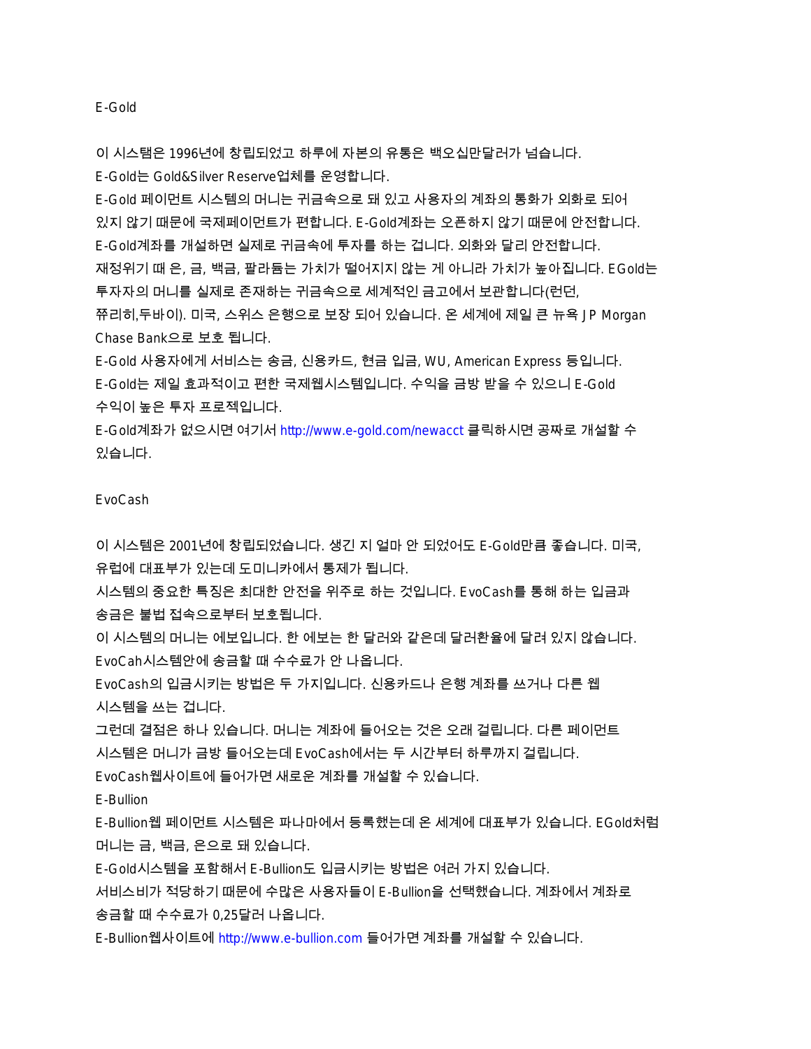## E-Gold

이 시스탬은 1996년에 창립되었고 하루에 자본의 유통은 백오십만달러가 넘습니다.
E-Gold는 Gold&Silver Reserve업체를 운영합니다.
E-Gold 페이먼트 시스템의 머니는 귀금속으로 돼 있고 사용자의 계좌의 통화가 외화로 되어 있지 않기 때문에 국제페이먼트가 편합니다. E-Gold계좌는 오픈하지 않기 때문에 안전합니다.
E-Gold계좌를 개설하면 실제로 귀금속에 투자를 하는 겁니다. 외화와 달리 안전합니다.
재정위기 때 은, 금, 백금, 팔라듐는 가치가 떨어지지 않는 게 아니라 가치가 높아집니다. EGold는 투자자의 머니를 실제로 존재하는 귀금속으로 세계적인 금고에서 보관합니다(런던, 쮸리히,두바이). 미국, 스위스 은행으로 보장 되어 있습니다. 온 세계에 제일 큰 뉴욕 JP Morgan Chase Bank으로 보호 됩니다.
E-Gold 사용자에게 서비스는 송금, 신용카드, 현금 입금, WU, American Express 등입니다.
E-Gold는 제일 효과적이고 편한 국제웹시스템입니다. 수익을 금방 받을 수 있으니 E-Gold 수익이 높은 투자 프로젝입니다.
E-Gold계좌가 없으시면 여기서 http://www.e-gold.com/newacct 클릭하시면 공짜로 개설할 수 있습니다.

## EvoCash

이 시스템은 2001년에 창립되었습니다. 생긴 지 얼마 안 되었어도 E-Gold만큼 좋습니다. 미국, 유럽에 대표부가 있는데 도미니카에서 통제가 됩니다.
시스템의 중요한 특징은 최대한 안전을 위주로 하는 것입니다. EvoCash를 통해 하는 입금과 송금은 불법 접속으로부터 보호됩니다.
이 시스템의 머니는 에보입니다. 한 에보는 한 달러와 같은데 달러환율에 달려 있지 않습니다.
EvoCah시스템안에 송금할 때 수수료가 안 나옵니다.
EvoCash의 입금시키는 방법은 두 가지입니다. 신용카드나 은행 계좌를 쓰거나 다른 웹 시스템을 쓰는 겁니다.
그런데 결점은 하나 있습니다. 머니는 계좌에 들어오는 것은 오래 걸립니다. 다른 페이먼트 시스템은 머니가 금방 들어오는데 EvoCash에서는 두 시간부터 하루까지 걸립니다.
EvoCash웹사이트에 들어가면 새로운 계좌를 개설할 수 있습니다.

## E-Bullion

E-Bullion웹 페이먼트 시스템은 파나마에서 등록했는데 온 세계에 대표부가 있습니다. EGold처럼 머니는 금, 백금, 은으로 돼 있습니다.
E-Gold시스템을 포함해서 E-Bullion도 입금시키는 방법은 여러 가지 있습니다.
서비스비가 적당하기 때문에 수많은 사용자들이 E-Bullion을 선택했습니다. 계좌에서 계좌로 송금할 때 수수료가 0,25달러 나옵니다.
E-Bullion웹사이트에 http://www.e-bullion.com 들어가면 계좌를 개설할 수 있습니다.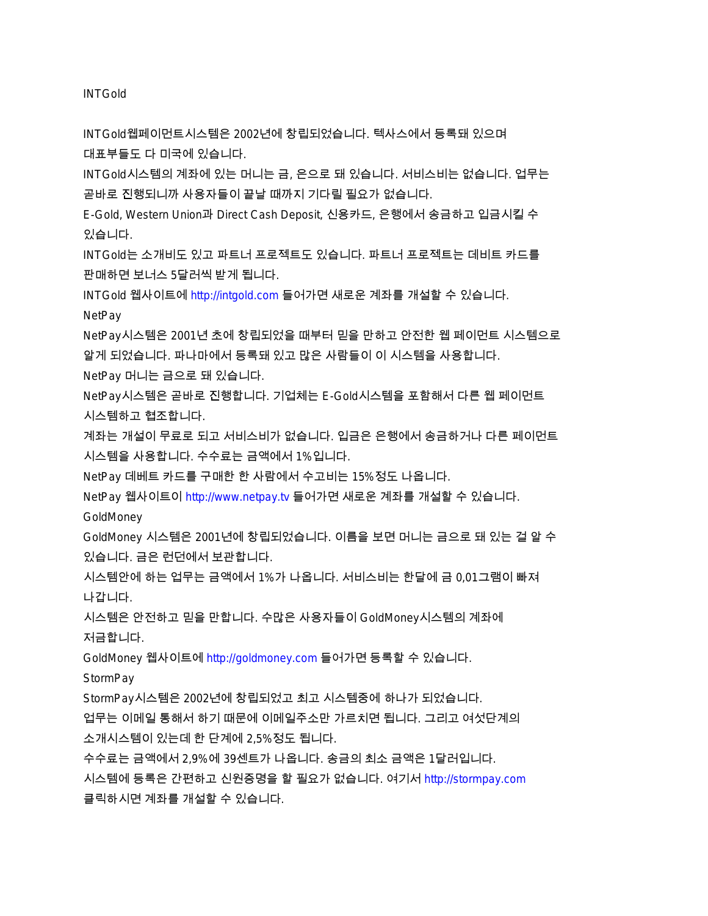INTGold

INTGold웹페이먼트시스템은 2002년에 창립되었습니다. 텍사스에서 등록돼 있으며 대표부들도 다 미국에 있습니다.

INTGold시스템의 계좌에 있는 머니는 금, 은으로 돼 있습니다. 서비스비는 없습니다. 업무는 곧바로 진행되니까 사용자들이 끝날 때까지 기다릴 필요가 없습니다.

E-Gold, Western Union과 Direct Cash Deposit, 신용카드, 은행에서 송금하고 입금시킬 수 있습니다.

INTGold는 소개비도 있고 파트너 프로젝트도 있습니다. 파트너 프로젝트는 데비트 카드를 판매하면 보너스 5달러씩 받게 됩니다.

INTGold 웹사이트에 http://intgold.com 들어가면 새로운 계좌를 개설할 수 있습니다.

NetPay

NetPay시스템은 2001년 초에 창립되었을 때부터 믿을 만하고 안전한 웹 페이먼트 시스템으로 알게 되었습니다. 파나마에서 등록돼 있고 많은 사람들이 이 시스템을 사용합니다.

NetPay 머니는 금으로 돼 있습니다.

NetPay시스템은 곧바로 진행합니다. 기업체는 E-Gold시스템을 포함해서 다른 웹 페이먼트 시스템하고 협조합니다.

계좌는 개설이 무료로 되고 서비스비가 없습니다. 입금은 은행에서 송금하거나 다른 페이먼트 시스템을 사용합니다. 수수료는 금액에서 1%입니다.

NetPay 데베트 카드를 구매한 한 사람에서 수고비는 15%정도 나옵니다.

NetPay 웹사이트이 http://www.netpay.tv 들어가면 새로운 계좌를 개설할 수 있습니다.

GoldMoney

GoldMoney 시스템은 2001년에 창립되었습니다. 이름을 보면 머니는 금으로 돼 있는 걸 알 수 있습니다. 금은 런던에서 보관합니다.

시스템안에 하는 업무는 금액에서 1%가 나옵니다. 서비스비는 한달에 금 0,01그램이 빠져 나갑니다.

시스템은 안전하고 믿을 만합니다. 수많은 사용자들이 GoldMoney시스템의 계좌에 저금합니다.

GoldMoney 웹사이트에 http://goldmoney.com 들어가면 등록할 수 있습니다.

StormPay

StormPay시스템은 2002년에 창립되었고 최고 시스템중에 하나가 되었습니다.

업무는 이메일 통해서 하기 때문에 이메일주소만 가르치면 됩니다. 그리고 여섯단계의 소개시스템이 있는데 한 단계에 2,5%정도 됩니다.

수수료는 금액에서 2,9%에 39센트가 나옵니다. 송금의 최소 금액은 1달러입니다.

시스템에 등록은 간편하고 신원증명을 할 필요가 없습니다. 여기서 http://stormpay.com 클릭하시면 계좌를 개설할 수 있습니다.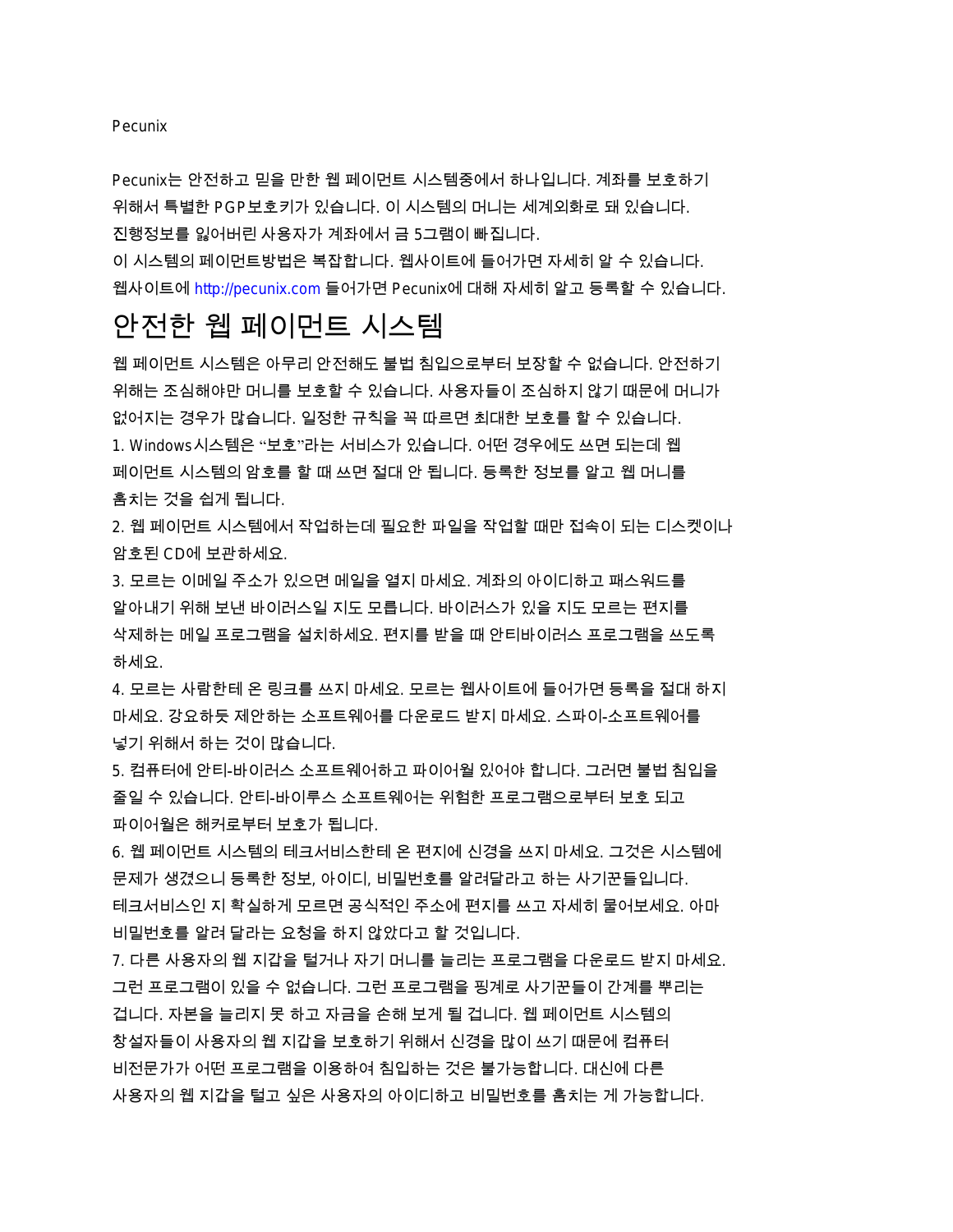Pecunix

Pecunix는 안전하고 믿을 만한 웹 페이먼트 시스템중에서 하나입니다. 계좌를 보호하기 위해서 특별한 PGP보호키가 있습니다. 이 시스템의 머니는 세계외화로 돼 있습니다. 진행정보를 잃어버린 사용자가 계좌에서 금 5그램이 빠집니다.
이 시스템의 페이먼트방법은 복잡합니다. 웹사이트에 들어가면 자세히 알 수 있습니다.
웹사이트에 http://pecunix.com 들어가면 Pecunix에 대해 자세히 알고 등록할 수 있습니다.

# 안전한 웹 페이먼트 시스템

웹 페이먼트 시스템은 아무리 안전해도 불법 침입으로부터 보장할 수 없습니다. 안전하기 위해는 조심해야만 머니를 보호할 수 있습니다. 사용자들이 조심하지 않기 때문에 머니가 없어지는 경우가 많습니다. 일정한 규칙을 꼭 따르면 최대한 보호를 할 수 있습니다.

1. Windows시스템은 "보호"라는 서비스가 있습니다. 어떤 경우에도 쓰면 되는데 웹 페이먼트 시스템의 암호를 할 때 쓰면 절대 안 됩니다. 등록한 정보를 알고 웹 머니를 훔치는 것을 쉽게 됩니다.
2. 웹 페이먼트 시스템에서 작업하는데 필요한 파일을 작업할 때만 접속이 되는 디스켓이나 암호된 CD에 보관하세요.
3. 모르는 이메일 주소가 있으면 메일을 열지 마세요. 계좌의 아이디하고 패스워드를 알아내기 위해 보낸 바이러스일 지도 모릅니다. 바이러스가 있을 지도 모르는 편지를 삭제하는 메일 프로그램을 설치하세요. 편지를 받을 때 안티바이러스 프로그램을 쓰도록 하세요.
4. 모르는 사람한테 온 링크를 쓰지 마세요. 모르는 웹사이트에 들어가면 등록을 절대 하지 마세요. 강요하듯 제안하는 소프트웨어를 다운로드 받지 마세요. 스파이-소프트웨어를 넣기 위해서 하는 것이 많습니다.
5. 컴퓨터에 안티-바이러스 소프트웨어하고 파이어월 있어야 합니다. 그러면 불법 침입을 줄일 수 있습니다. 안티-바이루스 소프트웨어는 위험한 프로그램으로부터 보호 되고 파이어월은 해커로부터 보호가 됩니다.
6. 웹 페이먼트 시스템의 테크서비스한테 온 편지에 신경을 쓰지 마세요. 그것은 시스템에 문제가 생겼으니 등록한 정보, 아이디, 비밀번호를 알려달라고 하는 사기꾼들입니다. 테크서비스인 지 확실하게 모르면 공식적인 주소에 편지를 쓰고 자세히 물어보세요. 아마 비밀번호를 알려 달라는 요청을 하지 않았다고 할 것입니다.
7. 다른 사용자의 웹 지갑을 털거나 자기 머니를 늘리는 프로그램을 다운로드 받지 마세요. 그런 프로그램이 있을 수 없습니다. 그런 프로그램을 핑계로 사기꾼들이 간계를 뿌리는 겁니다. 자본을 늘리지 못 하고 자금을 손해 보게 될 겁니다. 웹 페이먼트 시스템의 창설자들이 사용자의 웹 지갑을 보호하기 위해서 신경을 많이 쓰기 때문에 컴퓨터 비전문가가 어떤 프로그램을 이용하여 침입하는 것은 불가능합니다. 대신에 다른 사용자의 웹 지갑을 털고 싶은 사용자의 아이디하고 비밀번호를 훔치는 게 가능합니다.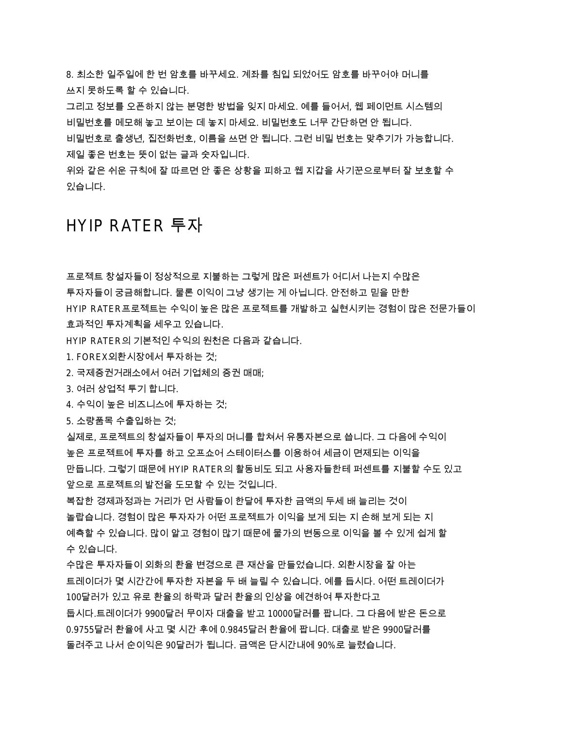8. 최소한 일주일에 한 번 암호를 바꾸세요. 계좌를 침입 되었어도 암호를 바꾸어야 머니를 쓰지 못하도록 할 수 있습니다.
그리고 정보를 오픈하지 않는 분명한 방법을 잊지 마세요. 예를 들어서, 웹 페이먼트 시스템의 비밀번호를 메모해 놓고 보이는 데 놓지 마세요. 비밀번호도 너무 간단하면 안 됩니다.
비밀번호로 출생년, 집전화번호, 이름을 쓰면 안 됩니다. 그런 비밀 번호는 맞추기가 가능합니다.
제일 좋은 번호는 뜻이 없는 글과 숫자입니다.
위와 같은 쉬운 규칙에 잘 따르면 안 좋은 상황을 피하고 웹 지갑을 사기꾼으로부터 잘 보호할 수 있습니다.

# HYIP RATER 투자

프로젝트 창설자들이 정상적으로 지불하는 그렇게 많은 퍼센트가 어디서 나는지 수많은 투자자들이 궁금해합니다. 물론 이익이 그냥 생기는 게 아닙니다. 안전하고 믿을 만한 HYIP RATER프로젝트는 수익이 높은 많은 프로젝트를 개발하고 실현시키는 경험이 많은 전문가들이 효과적인 투자계획을 세우고 있습니다.
HYIP RATER의 기본적인 수익의 원천은 다음과 같습니다.
1. FOREX외환시장에서 투자하는 것;
2. 국제증권거래소에서 여러 기업체의 증권 매매;
3. 여러 상업적 투기 합니다.
4. 수익이 높은 비즈니스에 투자하는 것;
5. 소량폼목 수출입하는 것;
실제로, 프로젝트의 창설자들이 투자의 머니를 합쳐서 유통자본으로 씁니다. 그 다음에 수익이 높은 프로젝트에 투자를 하고 오프쇼어 스테이터스를 이용하여 세금이 면제되는 이익을 만듭니다. 그렇기 때문에 HYIP RATER의 활동비도 되고 사용자들한테 퍼센트를 지불할 수도 있고 앞으로 프로젝트의 발전을 도모할 수 있는 것입니다.
복잡한 경제과정과는 거리가 먼 사람들이 한달에 투자한 금액의 두세 배 늘리는 것이 놀랍습니다. 경험이 많은 투자자가 어떤 프로젝트가 이익을 보게 되는 지 손해 보게 되는 지 예측할 수 있습니다. 많이 알고 경험이 많기 때문에 물가의 변동으로 이익을 볼 수 있게 쉽게 할 수 있습니다.
수많은 투자자들이 외화의 환율 변경으로 큰 재산을 만들었습니다. 외환시장을 잘 아는 트레이더가 몇 시간간에 투자한 자본을 두 배 늘릴 수 있습니다. 예를 듭시다. 어떤 트레이더가 100달러가 있고 유로 환율의 하락과 달러 환율의 인상을 예견하여 투자한다고 듭시다.트레이더가 9900달러 무이자 대출을 받고 10000달러를 팝니다. 그 다음에 받은 돈으로 0.9755달러 환율에 사고 몇 시간 후에 0.9845달러 환율에 팝니다. 대출로 받은 9900달러를 돌려주고 나서 순이익은 90달러가 됩니다. 금액은 단시간내에 90%로 늘렸습니다.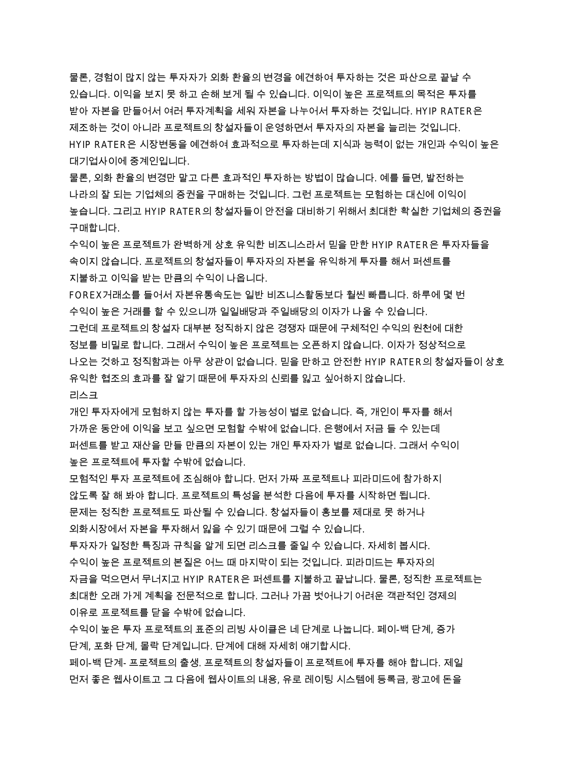물론, 경험이 많지 않는 투자자가 외화 환율의 변경을 예견하여 투자하는 것은 파산으로 끝날 수 있습니다. 이익을 보지 못 하고 손해 보게 될 수 있습니다. 이익이 높은 프로젝트의 목적은 투자를 받아 자본을 만들어서 여러 투자계획을 세워 자본을 나누어서 투자하는 것입니다. HYIP RATER은 제조하는 것이 아니라 프로젝트의 창설자들이 운영하면서 투자자의 자본을 늘리는 것입니다. HYIP RATER은 시장변동을 예견하여 효과적으로 투자하는데 지식과 능력이 없는 개인과 수익이 높은 대기업사이에 중계인입니다.

물론, 외화 환율의 변경만 말고 다른 효과적인 투자하는 방법이 많습니다. 예를 들면, 발전하는 나라의 잘 되는 기업체의 증권을 구매하는 것입니다. 그런 프로젝트는 모험하는 대신에 이익이 높습니다. 그리고 HYIP RATER의 창설자들이 안전을 대비하기 위해서 최대한 확실한 기업체의 증권을 구매합니다.

수익이 높은 프로젝트가 완벽하게 상호 유익한 비즈니스라서 믿을 만한 HYIP RATER은 투자자들을 속이지 않습니다. 프로젝트의 창설자들이 투자자의 자본을 유익하게 투자를 해서 퍼센트를 지불하고 이익을 받는 만큼의 수익이 나옵니다.

FOREX거래소를 들어서 자본유통속도는 일반 비즈니스활동보다 훨씬 빠릅니다. 하루에 몇 번 수익이 높은 거래를 할 수 있으니까 일일배당과 주일배당의 이자가 나올 수 있습니다.

그런데 프로젝트의 창설자 대부분 정직하지 않은 경쟁자 때문에 구체적인 수익의 원천에 대한 정보를 비밀로 합니다. 그래서 수익이 높은 프로젝트는 오픈하지 않습니다. 이자가 정상적으로 나오는 것하고 정직함과는 아무 상관이 없습니다. 믿을 만하고 안전한 HYIP RATER의 창설자들이 상호 유익한 협조의 효과를 잘 알기 때문에 투자자의 신뢰를 잃고 싶어하지 않습니다.

리스크

개인 투자자에게 모험하지 않는 투자를 할 가능성이 별로 없습니다. 즉, 개인이 투자를 해서 가까운 동안에 이익을 보고 싶으면 모험할 수밖에 없습니다. 은행에서 저금 들 수 있는데 퍼센트를 받고 재산을 만들 만큼의 자본이 있는 개인 투자자가 별로 없습니다. 그래서 수익이 높은 프로젝트에 투자할 수밖에 없습니다.

모험적인 투자 프로젝트에 조심해야 합니다. 먼저 가짜 프로젝트나 피라미드에 참가하지 않도록 잘 해 봐야 합니다. 프로젝트의 특성을 분석한 다음에 투자를 시작하면 됩니다.

문제는 정직한 프로젝트도 파산될 수 있습니다. 창설자들이 홍보를 제대로 못 하거나 외화시장에서 자본을 투자해서 잃을 수 있기 때문에 그럴 수 있습니다.

투자자가 일정한 특징과 규칙을 알게 되면 리스크를 줄일 수 있습니다. 자세히 봅시다.

수익이 높은 프로젝트의 본질은 어느 때 마지막이 되는 것입니다. 피라미드는 투자자의 자금을 먹으면서 무너지고 HYIP RATER은 퍼센트를 지불하고 끝납니다. 물론, 정직한 프로젝트는 최대한 오래 가게 계획을 전문적으로 합니다. 그러나 가끔 벗어나기 어려운 객관적인 경제의 이유로 프로젝트를 닫을 수밖에 없습니다.

수익이 높은 투자 프로젝트의 표준의 리빙 사이클은 네 단계로 나눕니다. 페이-백 단계, 증가 단계, 포화 단계, 몰락 단계입니다. 단계에 대해 자세히 얘기합시다.

페이-백 단계- 프로젝트의 출생. 프로젝트의 창설자들이 프로젝트에 투자를 해야 합니다. 제일 먼저 좋은 웹사이트고 그 다음에 웹사이트의 내용, 유로 레이팅 시스템에 등록금, 광고에 돈을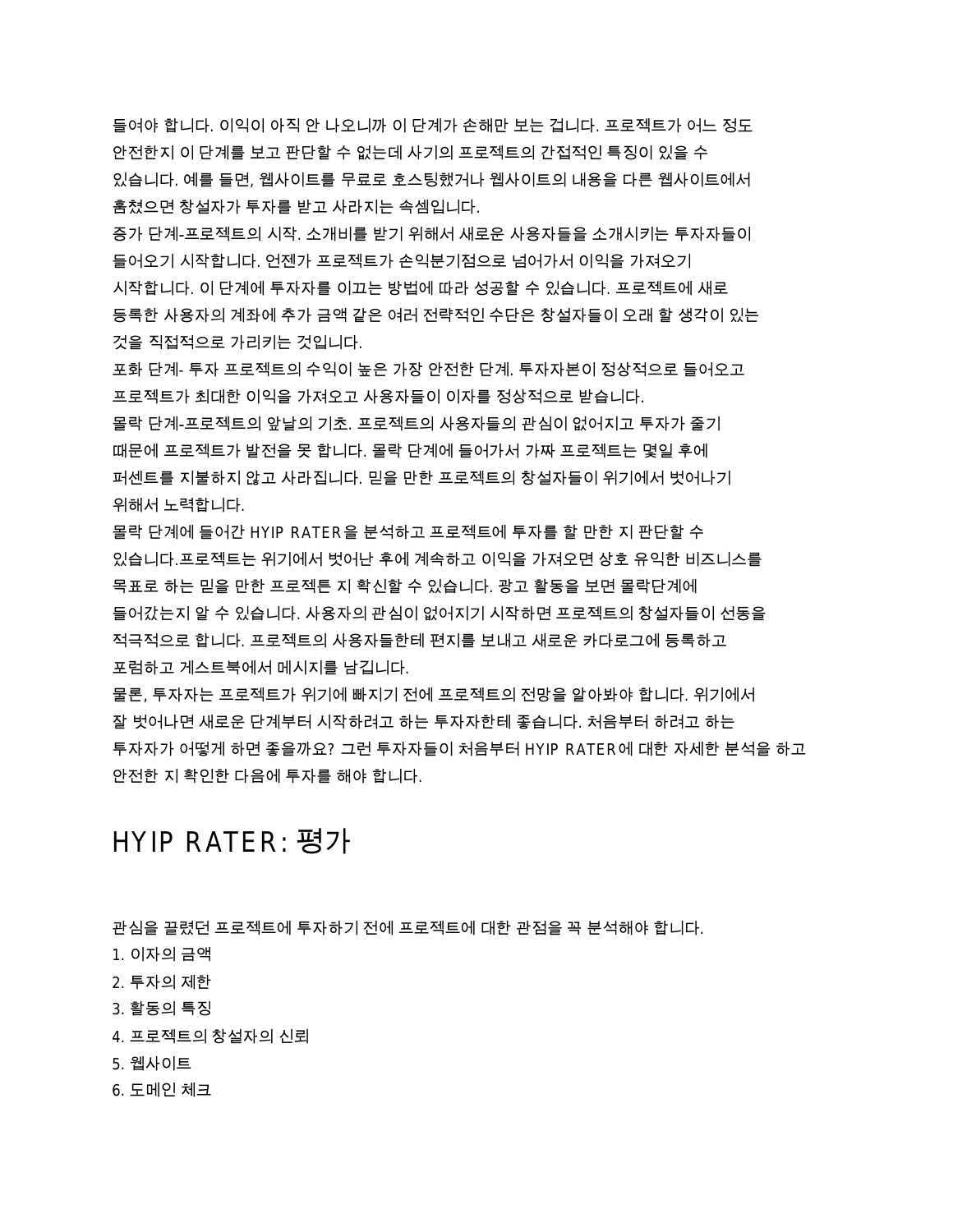들여야 합니다. 이익이 아직 안 나오니까 이 단계가 손해만 보는 겁니다. 프로젝트가 어느 정도 안전한지 이 단계를 보고 판단할 수 없는데 사기의 프로젝트의 간접적인 특징이 있을 수 있습니다. 예를 들면, 웹사이트를 무료로 호스팅했거나 웹사이트의 내용을 다른 웹사이트에서 훔쳤으면 창설자가 투자를 받고 사라지는 속셈입니다.

증가 단계-프로젝트의 시작. 소개비를 받기 위해서 새로운 사용자들을 소개시키는 투자자들이 들어오기 시작합니다. 언젠가 프로젝트가 손익분기점으로 넘어가서 이익을 가져오기 시작합니다. 이 단계에 투자자를 이끄는 방법에 따라 성공할 수 있습니다. 프로젝트에 새로 등록한 사용자의 계좌에 추가 금액 같은 여러 전략적인 수단은 창설자들이 오래 할 생각이 있는 것을 직접적으로 가리키는 것입니다.

포화 단계- 투자 프로젝트의 수익이 높은 가장 안전한 단계. 투자자본이 정상적으로 들어오고 프로젝트가 최대한 이익을 가져오고 사용자들이 이자를 정상적으로 받습니다.

몰락 단계-프로젝트의 앞날의 기초. 프로젝트의 사용자들의 관심이 없어지고 투자가 줄기 때문에 프로젝트가 발전을 못 합니다. 몰락 단계에 들어가서 가짜 프로젝트는 몇일 후에 퍼센트를 지불하지 않고 사라집니다. 믿을 만한 프로젝트의 창설자들이 위기에서 벗어나기 위해서 노력합니다.

몰락 단계에 들어간 HYIP RATER을 분석하고 프로젝트에 투자를 할 만한 지 판단할 수 있습니다.프로젝트는 위기에서 벗어난 후에 계속하고 이익을 가져오면 상호 유익한 비즈니스를 목표로 하는 믿을 만한 프로젝튼 지 확신할 수 있습니다. 광고 활동을 보면 몰락단계에 들어갔는지 알 수 있습니다. 사용자의 관심이 없어지기 시작하면 프로젝트의 창설자들이 선동을 적극적으로 합니다. 프로젝트의 사용자들한테 편지를 보내고 새로운 카다로그에 등록하고 포럼하고 게스트북에서 메시지를 남깁니다.

물론, 투자자는 프로젝트가 위기에 빠지기 전에 프로젝트의 전망을 알아봐야 합니다. 위기에서 잘 벗어나면 새로운 단계부터 시작하려고 하는 투자자한테 좋습니다. 처음부터 하려고 하는 투자자가 어떻게 하면 좋을까요? 그런 투자자들이 처음부터 HYIP RATER에 대한 자세한 분석을 하고 안전한 지 확인한 다음에 투자를 해야 합니다.

# HYIP RATER: 평가

관심을 끌렸던 프로젝트에 투자하기 전에 프로젝트에 대한 관점을 꼭 분석해야 합니다.

1. 이자의 금액
2. 투자의 제한
3. 활동의 특징
4. 프로젝트의 창설자의 신뢰
5. 웹사이트
6. 도메인 체크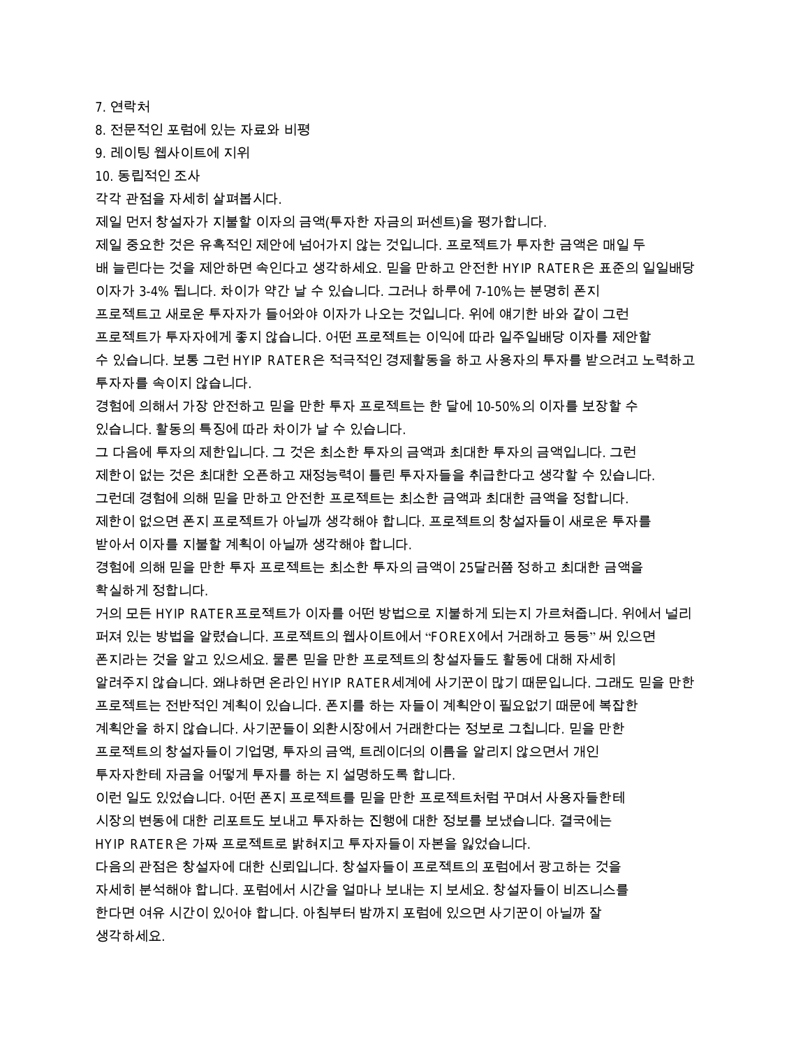7. 연락처
8. 전문적인 포럼에 있는 자료와 비평
9. 레이팅 웹사이트에 지위
10. 동립적인 조사

각각 관점을 자세히 살펴봅시다.

제일 먼저 창설자가 지불할 이자의 금액(투자한 자금의 퍼센트)을 평가합니다.

제일 중요한 것은 유혹적인 제안에 넘어가지 않는 것입니다. 프로젝트가 투자한 금액은 매일 두 배 늘린다는 것을 제안하면 속인다고 생각하세요. 믿을 만하고 안전한 HYIP RATER은 표준의 일일배당 이자가 3-4% 됩니다. 차이가 약간 날 수 있습니다. 그러나 하루에 7-10%는 분명히 폰지 프로젝트고 새로운 투자자가 들어와야 이자가 나오는 것입니다. 위에 얘기한 바와 같이 그런 프로젝트가 투자자에게 좋지 않습니다. 어떤 프로젝트는 이익에 따라 일주일배당 이자를 제안할 수 있습니다. 보통 그런 HYIP RATER은 적극적인 경제활동을 하고 사용자의 투자를 받으려고 노력하고 투자자를 속이지 않습니다.

경험에 의해서 가장 안전하고 믿을 만한 투자 프로젝트는 한 달에 10-50%의 이자를 보장할 수 있습니다. 활동의 특징에 따라 차이가 날 수 있습니다.

그 다음에 투자의 제한입니다. 그 것은 최소한 투자의 금액과 최대한 투자의 금액입니다. 그런 제한이 없는 것은 최대한 오픈하고 재정능력이 틀린 투자자들을 취급한다고 생각할 수 있습니다. 그런데 경험에 의해 믿을 만하고 안전한 프로젝트는 최소한 금액과 최대한 금액을 정합니다. 제한이 없으면 폰지 프로젝트가 아닐까 생각해야 합니다. 프로젝트의 창설자들이 새로운 투자를 받아서 이자를 지불할 계획이 아닐까 생각해야 합니다.

경험에 의해 믿을 만한 투자 프로젝트는 최소한 투자의 금액이 25달러쯤 정하고 최대한 금액을 확실하게 정합니다.

거의 모든 HYIP RATER프로젝트가 이자를 어떤 방법으로 지불하게 되는지 가르쳐줍니다. 위에서 널리 퍼져 있는 방법을 알렸습니다. 프로젝트의 웹사이트에서 “FOREX에서 거래하고 등등” 써 있으면 폰지라는 것을 알고 있으세요. 물론 믿을 만한 프로젝트의 창설자들도 활동에 대해 자세히 알려주지 않습니다. 왜냐하면 온라인 HYIP RATER세계에 사기꾼이 많기 때문입니다. 그래도 믿을 만한 프로젝트는 전반적인 계획이 있습니다. 폰지를 하는 자들이 계획안이 필요없기 때문에 복잡한 계획안을 하지 않습니다. 사기꾼들이 외환시장에서 거래한다는 정보로 그칩니다. 믿을 만한 프로젝트의 창설자들이 기업명, 투자의 금액, 트레이더의 이름을 알리지 않으면서 개인 투자자한테 자금을 어떻게 투자를 하는 지 설명하도록 합니다.

이런 일도 있었습니다. 어떤 폰지 프로젝트를 믿을 만한 프로젝트처럼 꾸며서 사용자들한테 시장의 변동에 대한 리포트도 보내고 투자하는 진행에 대한 정보를 보냈습니다. 결국에는 HYIP RATER은 가짜 프로젝트로 밝혀지고 투자자들이 자본을 잃었습니다.

다음의 관점은 창설자에 대한 신뢰입니다. 창설자들이 프로젝트의 포럼에서 광고하는 것을 자세히 분석해야 합니다. 포럼에서 시간을 얼마나 보내는 지 보세요. 창설자들이 비즈니스를 한다면 여유 시간이 있어야 합니다. 아침부터 밤까지 포럼에 있으면 사기꾼이 아닐까 잘 생각하세요.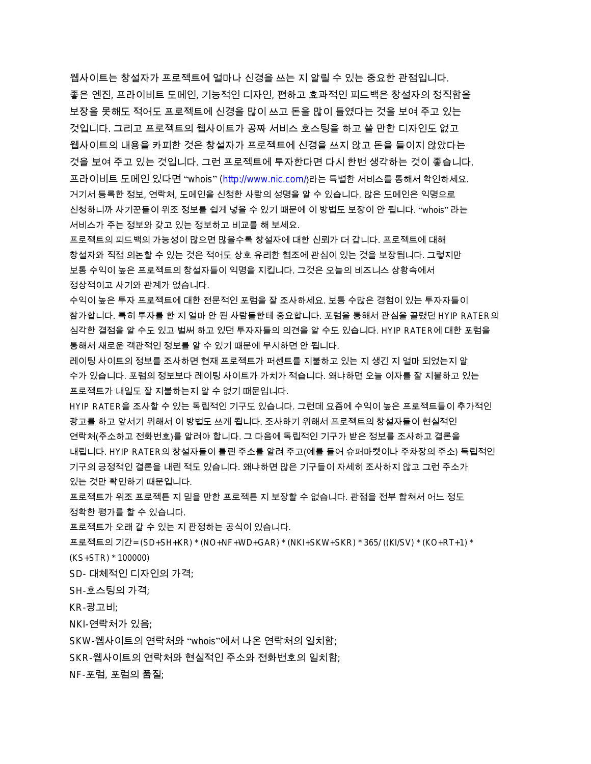웹사이트는 창설자가 프로젝트에 얼마나 신경을 쓰는 지 알릴 수 있는 중요한 관점입니다. 좋은 엔진, 프라이비트 도메인, 기능적인 디자인, 편하고 효과적인 피드백은 창설자의 정직함을 보장을 못해도 적어도 프로젝트에 신경을 많이 쓰고 돈을 많이 들였다는 것을 보여 주고 있는 것입니다. 그리고 프로젝트의 웹사이트가 공짜 서비스 호스팅을 하고 쓸 만한 디자인도 없고 웹사이트의 내용을 카피한 것은 창설자가 프로젝트에 신경을 쓰지 않고 돈을 들이지 않았다는 것을 보여 주고 있는 것입니다. 그런 프로젝트에 투자한다면 다시 한번 생각하는 것이 좋습니다.

프라이비트 도메인 있다면 “whois” (http://www.nic.com/)라는 특별한 서비스를 통해서 확인하세요. 거기서 등록한 정보, 연락처, 도메인을 신청한 사람의 성명을 알 수 있습니다. 많은 도메인은 익명으로 신청하니까 사기꾼들이 위조 정보를 쉽게 넣을 수 있기 때문에 이 방법도 보장이 안 됩니다. “whois” 라는 서비스가 주는 정보와 갖고 있는 정보하고 비교를 해 보세요.

프로젝트의 피드백의 가능성이 많으면 많을수록 창설자에 대한 신뢰가 더 갑니다. 프로젝트에 대해 창설자와 직접 의논할 수 있는 것은 적어도 상호 유리한 협조에 관심이 있는 것을 보장됩니다. 그렇지만 보통 수익이 높은 프로젝트의 창설자들이 익명을 지킵니다. 그것은 오늘의 비즈니스 상황속에서 정상적이고 사기와 관계가 없습니다.

수익이 높은 투자 프로젝트에 대한 전문적인 포럼을 잘 조사하세요. 보통 수많은 경험이 있는 투자자들이 참가합니다. 특히 투자를 한 지 얼마 안 된 사람들한테 중요합니다. 포럼을 통해서 관심을 끌렸던 HYIP RATER의 심각한 결점을 알 수도 있고 벌써 하고 있던 투자자들의 의견을 알 수도 있습니다. HYIP RATER에 대한 포럼을 통해서 새로운 객관적인 정보를 알 수 있기 때문에 무시하면 안 됩니다.

레이팅 사이트의 정보를 조사하면 현재 프로젝트가 퍼센트를 지불하고 있는 지 생긴 지 얼마 되었는지 알 수가 있습니다. 포럼의 정보보다 레이팅 사이트가 가치가 적습니다. 왜냐하면 오늘 이자를 잘 지불하고 있는 프로젝트가 내일도 잘 지불하는지 알 수 없기 때문입니다.

HYIP RATER을 조사할 수 있는 독립적인 기구도 있습니다. 그런데 요즘에 수익이 높은 프로젝트들이 추가적인 광고를 하고 앞서기 위해서 이 방법도 쓰게 됩니다. 조사하기 위해서 프로젝트의 창설자들이 현실적인 연락처(주소하고 전화번호)를 알려야 합니다. 그 다음에 독립적인 기구가 받은 정보를 조사하고 결론을 내립니다. HYIP RATER의 창설자들이 틀린 주소를 알려 주고(예를 들어 슈퍼마켓이나 주차장의 주소) 독립적인 기구의 긍정적인 결론을 내린 적도 있습니다. 왜냐하면 많은 기구들이 자세히 조사하지 않고 그런 주소가 있는 것만 확인하기 때문입니다.

프로젝트가 위조 프로젝튼 지 믿을 만한 프로젝튼 지 보장할 수 없습니다. 관점을 전부 합쳐서 어느 정도 정확한 평가를 할 수 있습니다.

프로젝트가 오래 갈 수 있는 지 판정하는 공식이 있습니다.

프로젝트의 기간 = (SD+SH+KR) * (NO+NF+WD+GAR) * (NKI+SKW+SKR) * 365/ ((KI/SV) * (KO+RT+1) * (KS+STR) * 100000)

SD- 대체적인 디자인의 가격;

SH-호스팅의 가격;

KR-광고비;

NKI-연락처가 있음;

SKW-웹사이트의 연락처와 “whois”에서 나온 연락처의 일치함;

SKR-웹사이트의 연락처와 현실적인 주소와 전화번호의 일치함;

NF-포럼, 포럼의 품질;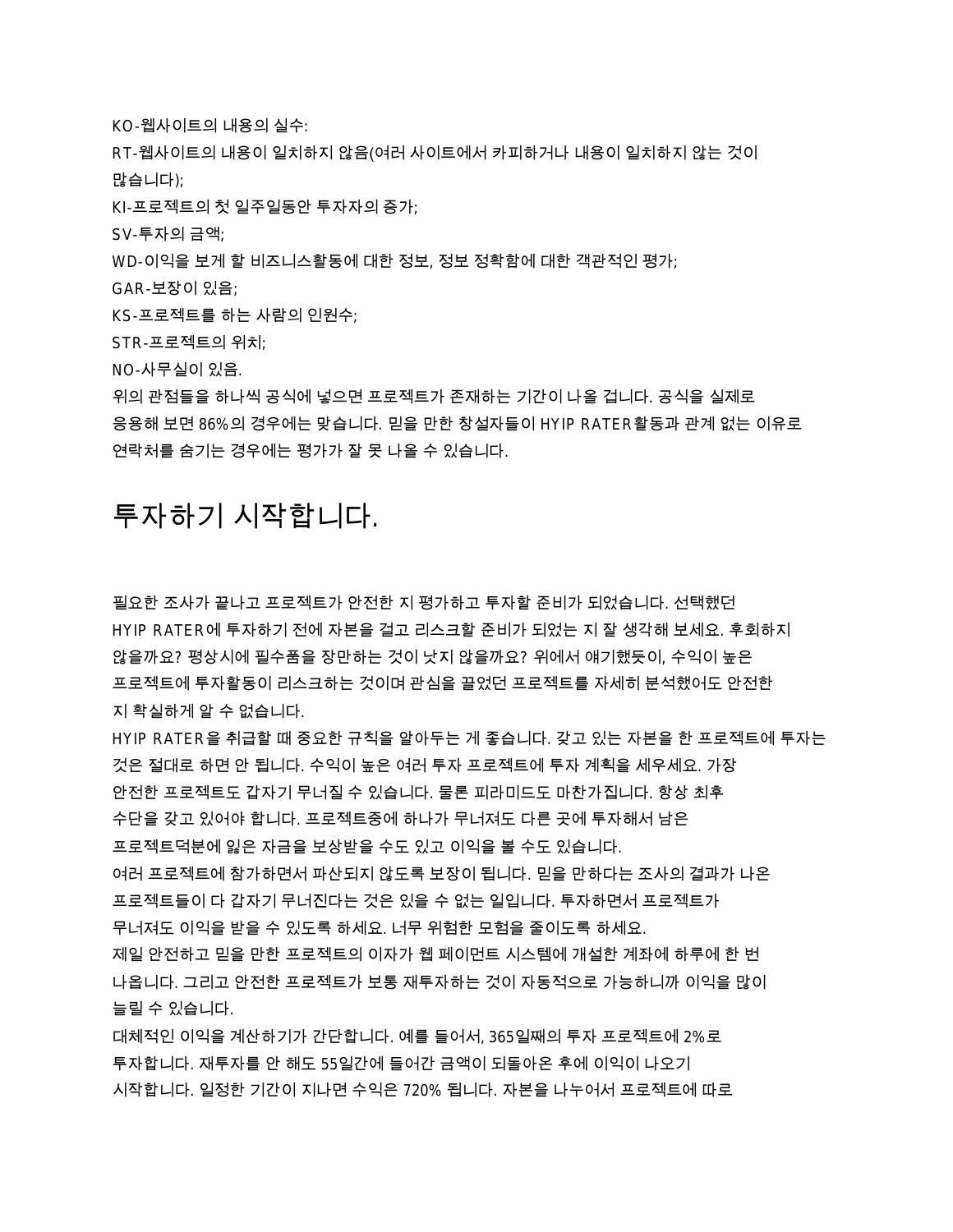KO-웹사이트의 내용의 실수:
RT-웹사이트의 내용이 일치하지 않음(여러 사이트에서 카피하거나 내용이 일치하지 않는 것이 많습니다);
KI-프로젝트의 첫 일주일동안 투자자의 증가;
SV-투자의 금액;
WD-이익을 보게 할 비즈니스활동에 대한 정보, 정보 정확함에 대한 객관적인 평가;
GAR-보장이 있음;
KS-프로젝트를 하는 사람의 인원수;
STR-프로젝트의 위치;
NO-사무실이 있음.
위의 관점들을 하나씩 공식에 넣으면 프로젝트가 존재하는 기간이 나올 겁니다. 공식을 실제로 응용해 보면 86%의 경우에는 맞습니다. 믿을 만한 창설자들이 HYIP RATER활동과 관계 없는 이유로 연락처를 숨기는 경우에는 평가가 잘 못 나올 수 있습니다.

# 투자하기 시작합니다.

필요한 조사가 끝나고 프로젝트가 안전한 지 평가하고 투자할 준비가 되었습니다. 선택했던 HYIP RATER에 투자하기 전에 자본을 걸고 리스크할 준비가 되었는 지 잘 생각해 보세요. 후회하지 않을까요? 평상시에 필수품을 장만하는 것이 낫지 않을까요? 위에서 얘기했듯이, 수익이 높은 프로젝트에 투자활동이 리스크하는 것이며 관심을 끌었던 프로젝트를 자세히 분석했어도 안전한 지 확실하게 알 수 없습니다.
HYIP RATER을 취급할 때 중요한 규칙을 알아두는 게 좋습니다. 갖고 있는 자본을 한 프로젝트에 투자는 것은 절대로 하면 안 됩니다. 수익이 높은 여러 투자 프로젝트에 투자 계획을 세우세요. 가장 안전한 프로젝트도 갑자기 무너질 수 있습니다. 물론 피라미드도 마찬가집니다. 항상 최후 수단을 갖고 있어야 합니다. 프로젝트중에 하나가 무너져도 다른 곳에 투자해서 남은 프로젝트덕분에 잃은 자금을 보상받을 수도 있고 이익을 볼 수도 있습니다.
여러 프로젝트에 참가하면서 파산되지 않도록 보장이 됩니다. 믿을 만하다는 조사의 결과가 나온 프로젝트들이 다 갑자기 무너진다는 것은 있을 수 없는 일입니다. 투자하면서 프로젝트가 무너져도 이익을 받을 수 있도록 하세요. 너무 위험한 모험을 줄이도록 하세요.
제일 안전하고 믿을 만한 프로젝트의 이자가 웹 페이먼트 시스템에 개설한 계좌에 하루에 한 번 나옵니다. 그리고 안전한 프로젝트가 보통 재투자하는 것이 자동적으로 가능하니까 이익을 많이 늘릴 수 있습니다.
대체적인 이익을 계산하기가 간단합니다. 예를 들어서, 365일째의 투자 프로젝트에 2%로 투자합니다. 재투자를 안 해도 55일간에 들어간 금액이 되돌아온 후에 이익이 나오기 시작합니다. 일정한 기간이 지나면 수익은 720% 됩니다. 자본을 나누어서 프로젝트에 따로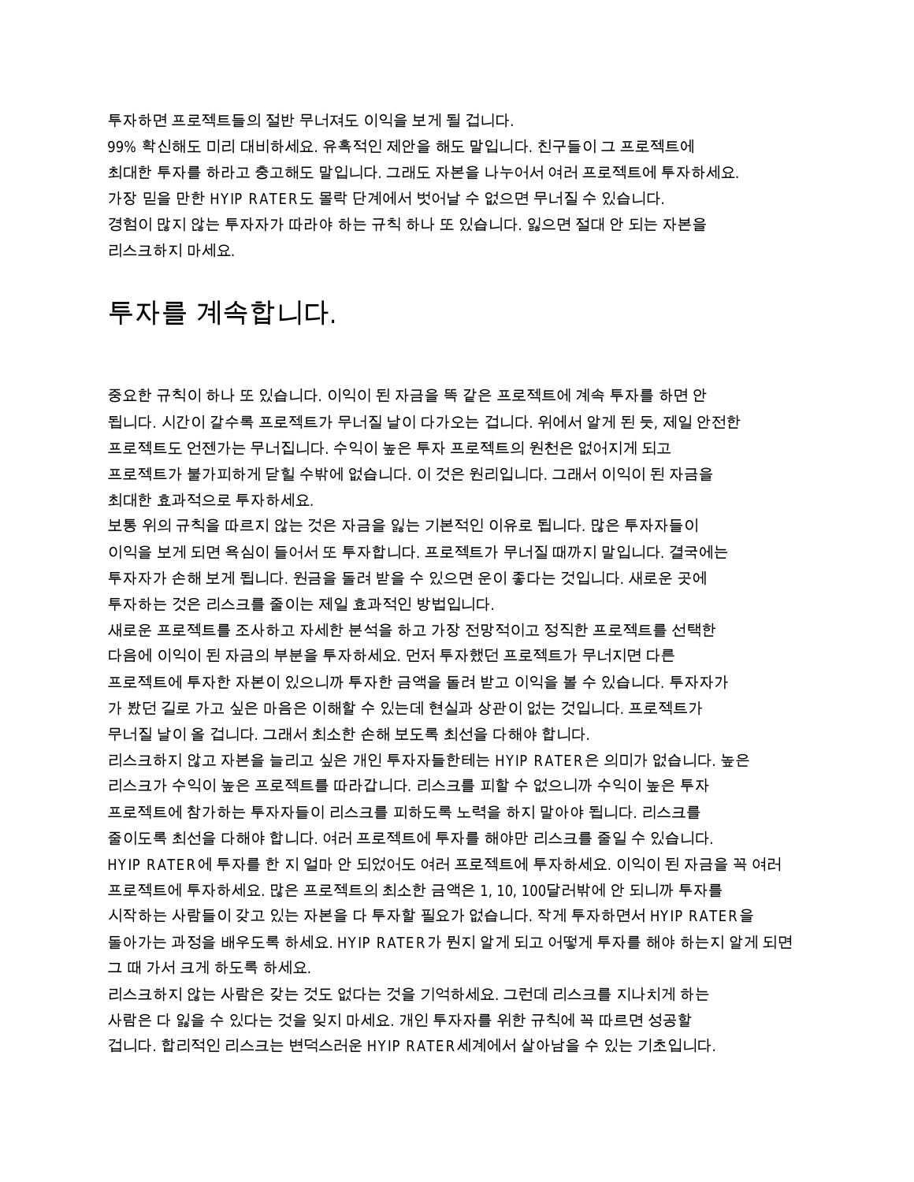투자하면 프로젝트들의 절반 무너져도 이익을 보게 될 겁니다.
99% 확신해도 미리 대비하세요. 유혹적인 제안을 해도 말입니다. 친구들이 그 프로젝트에 최대한 투자를 하라고 충고해도 말입니다. 그래도 자본을 나누어서 여러 프로젝트에 투자하세요.
가장 믿을 만한 HYIP RATER도 몰락 단계에서 벗어날 수 없으면 무너질 수 있습니다.
경험이 많지 않는 투자자가 따라야 하는 규칙 하나 또 있습니다. 잃으면 절대 안 되는 자본을 리스크하지 마세요.

# 투자를 계속합니다.

중요한 규칙이 하나 또 있습니다. 이익이 된 자금을 똑 같은 프로젝트에 계속 투자를 하면 안 됩니다. 시간이 갈수록 프로젝트가 무너질 날이 다가오는 겁니다. 위에서 알게 된 듯, 제일 안전한 프로젝트도 언젠가는 무너집니다. 수익이 높은 투자 프로젝트의 원천은 없어지게 되고 프로젝트가 불가피하게 닫힐 수밖에 없습니다. 이 것은 원리입니다. 그래서 이익이 된 자금을 최대한 효과적으로 투자하세요.
보통 위의 규칙을 따르지 않는 것은 자금을 잃는 기본적인 이유로 됩니다. 많은 투자자들이 이익을 보게 되면 욕심이 들어서 또 투자합니다. 프로젝트가 무너질 때까지 말입니다. 결국에는 투자자가 손해 보게 됩니다. 원금을 돌려 받을 수 있으면 운이 좋다는 것입니다. 새로운 곳에 투자하는 것은 리스크를 줄이는 제일 효과적인 방법입니다.
새로운 프로젝트를 조사하고 자세한 분석을 하고 가장 전망적이고 정직한 프로젝트를 선택한 다음에 이익이 된 자금의 부분을 투자하세요. 먼저 투자했던 프로젝트가 무너지면 다른 프로젝트에 투자한 자본이 있으니까 투자한 금액을 돌려 받고 이익을 볼 수 있습니다. 투자자가가 봤던 길로 가고 싶은 마음은 이해할 수 있는데 현실과 상관이 없는 것입니다. 프로젝트가 무너질 날이 올 겁니다. 그래서 최소한 손해 보도록 최선을 다해야 합니다.
리스크하지 않고 자본을 늘리고 싶은 개인 투자자들한테는 HYIP RATER은 의미가 없습니다. 높은 리스크가 수익이 높은 프로젝트를 따라갑니다. 리스크를 피할 수 없으니까 수익이 높은 투자 프로젝트에 참가하는 투자자들이 리스크를 피하도록 노력을 하지 말아야 됩니다. 리스크를 줄이도록 최선을 다해야 합니다. 여러 프로젝트에 투자를 해야만 리스크를 줄일 수 있습니다.
HYIP RATER에 투자를 한 지 얼마 안 되었어도 여러 프로젝트에 투자하세요. 이익이 된 자금을 꼭 여러 프로젝트에 투자하세요. 많은 프로젝트의 최소한 금액은 1, 10, 100달러밖에 안 되니까 투자를 시작하는 사람들이 갖고 있는 자본을 다 투자할 필요가 없습니다. 작게 투자하면서 HYIP RATER을 돌아가는 과정을 배우도록 하세요. HYIP RATER가 뭔지 알게 되고 어떻게 투자를 해야 하는지 알게 되면 그 때 가서 크게 하도록 하세요.
리스크하지 않는 사람은 갖는 것도 없다는 것을 기억하세요. 그런데 리스크를 지나치게 하는 사람은 다 잃을 수 있다는 것을 잊지 마세요. 개인 투자자를 위한 규칙에 꼭 따르면 성공할 겁니다. 합리적인 리스크는 변덕스러운 HYIP RATER세계에서 살아남을 수 있는 기초입니다.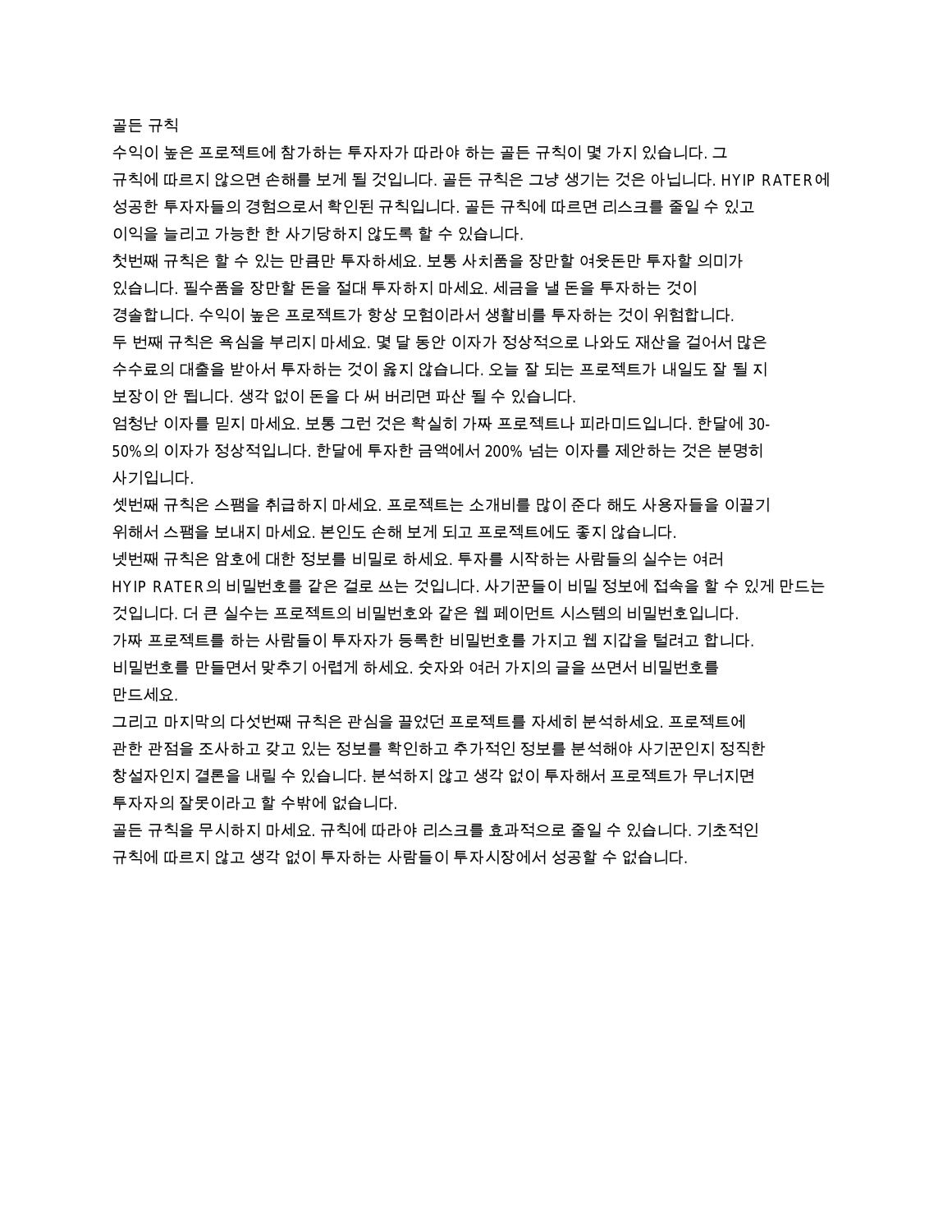골든 규칙

수익이 높은 프로젝트에 참가하는 투자자가 따라야 하는 골든 규칙이 몇 가지 있습니다. 그 규칙에 따르지 않으면 손해를 보게 될 것입니다. 골든 규칙은 그냥 생기는 것은 아닙니다. HYIP RATER에 성공한 투자자들의 경험으로서 확인된 규칙입니다. 골든 규칙에 따르면 리스크를 줄일 수 있고 이익을 늘리고 가능한 한 사기당하지 않도록 할 수 있습니다.

첫번째 규칙은 할 수 있는 만큼만 투자하세요. 보통 사치품을 장만할 여윳돈만 투자할 의미가 있습니다. 필수품을 장만할 돈을 절대 투자하지 마세요. 세금을 낼 돈을 투자하는 것이 경솔합니다. 수익이 높은 프로젝트가 항상 모험이라서 생활비를 투자하는 것이 위험합니다.

두 번째 규칙은 욕심을 부리지 마세요. 몇 달 동안 이자가 정상적으로 나와도 재산을 걸어서 많은 수수료의 대출을 받아서 투자하는 것이 옳지 않습니다. 오늘 잘 되는 프로젝트가 내일도 잘 될 지 보장이 안 됩니다. 생각 없이 돈을 다 써 버리면 파산 될 수 있습니다.

엄청난 이자를 믿지 마세요. 보통 그런 것은 확실히 가짜 프로젝트나 피라미드입니다. 한달에 30-50%의 이자가 정상적입니다. 한달에 투자한 금액에서 200% 넘는 이자를 제안하는 것은 분명히 사기입니다.

셋번째 규칙은 스팸을 취급하지 마세요. 프로젝트는 소개비를 많이 준다 해도 사용자들을 이끌기 위해서 스팸을 보내지 마세요. 본인도 손해 보게 되고 프로젝트에도 좋지 않습니다.

넷번째 규칙은 암호에 대한 정보를 비밀로 하세요. 투자를 시작하는 사람들의 실수는 여러 HYIP RATER의 비밀번호를 같은 걸로 쓰는 것입니다. 사기꾼들이 비밀 정보에 접속을 할 수 있게 만드는 것입니다. 더 큰 실수는 프로젝트의 비밀번호와 같은 웹 페이먼트 시스템의 비밀번호입니다. 가짜 프로젝트를 하는 사람들이 투자자가 등록한 비밀번호를 가지고 웹 지갑을 털려고 합니다. 비밀번호를 만들면서 맞추기 어렵게 하세요. 숫자와 여러 가지의 글을 쓰면서 비밀번호를 만드세요.

그리고 마지막의 다섯번째 규칙은 관심을 끌었던 프로젝트를 자세히 분석하세요. 프로젝트에 관한 관점을 조사하고 갖고 있는 정보를 확인하고 추가적인 정보를 분석해야 사기꾼인지 정직한 창설자인지 결론을 내릴 수 있습니다. 분석하지 않고 생각 없이 투자해서 프로젝트가 무너지면 투자자의 잘못이라고 할 수밖에 없습니다.

골든 규칙을 무시하지 마세요. 규칙에 따라야 리스크를 효과적으로 줄일 수 있습니다. 기초적인 규칙에 따르지 않고 생각 없이 투자하는 사람들이 투자시장에서 성공할 수 없습니다.